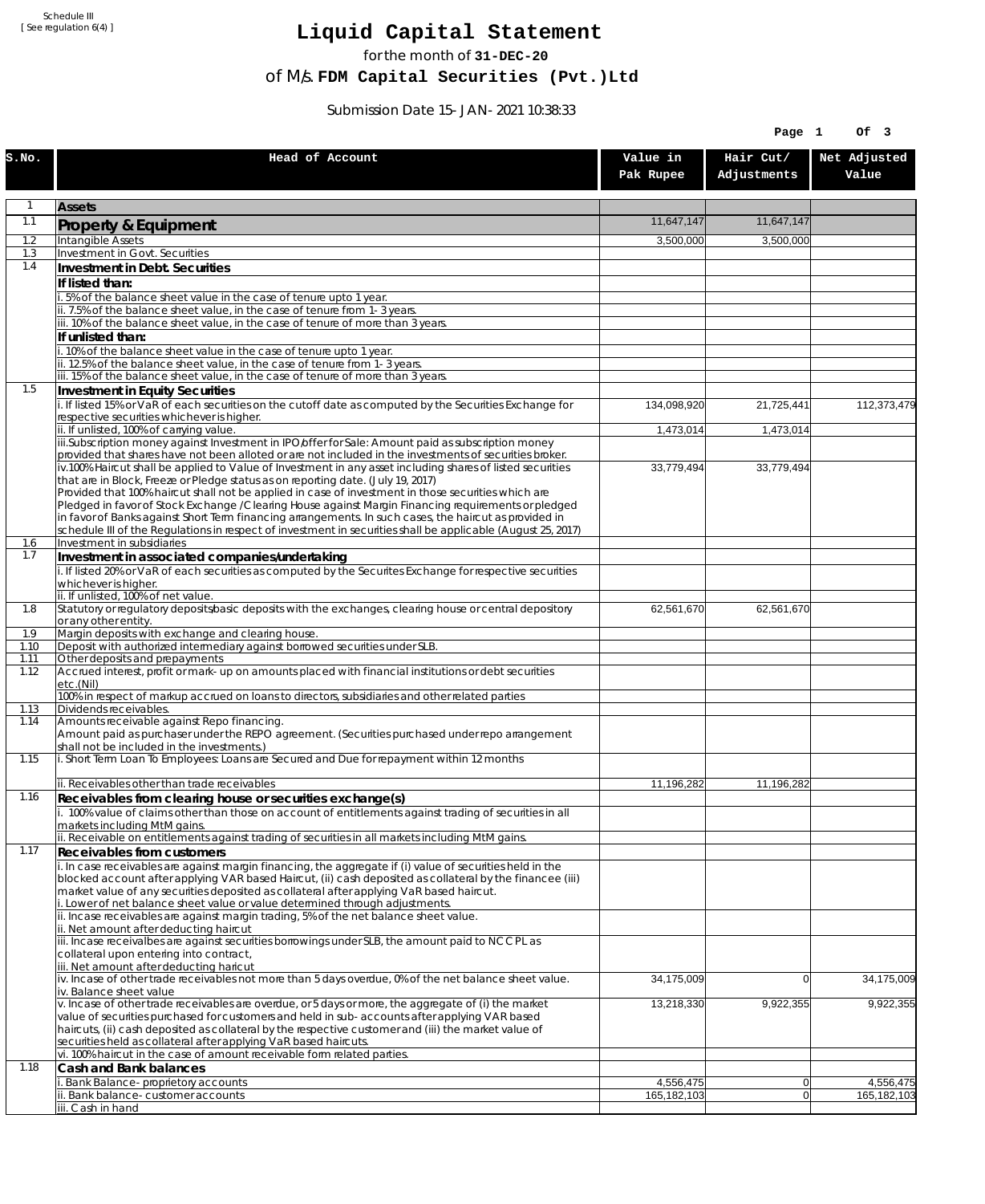Schedule III
[ See regulation 6(4) ]

# Liquid Capital Statement

for the month of **31-DEC-20**

of M/s. **FDM Capital Securities (Pvt.)Ltd**

Submission Date 15-JAN-2021 10:38:33

| S.No. | Head of Account | Value in Pak Rupee | Hair Cut/ Adjustments | Net Adjusted Value |
|---|---|---|---|---|
| 1 | **Assets** | | | |
| 1.1 | **Property & Equipment** | 11,647,147 | 11,647,147 | |
| 1.2 | Intangible Assets | 3,500,000 | 3,500,000 | |
| 1.3 | Investment in Govt. Securities | | | |
| 1.4 | **Investment in Debt. Securities** | | | |
| | **If listed than:** | | | |
| | i. 5% of the balance sheet value in the case of tenure upto 1 year. | | | |
| | ii. 7.5% of the balance sheet value, in the case of tenure from 1-3 years. | | | |
| | iii. 10% of the balance sheet value, in the case of tenure of more than 3 years. | | | |
| | **If unlisted than:** | | | |
| | i. 10% of the balance sheet value in the case of tenure upto 1 year. | | | |
| | ii. 12.5% of the balance sheet value, in the case of tenure from 1-3 years. | | | |
| | iii. 15% of the balance sheet value, in the case of tenure of more than 3 years. | | | |
| 1.5 | **Investment in Equity Securities** | | | |
| | i. If listed 15% or VaR of each securities on the cutoff date as computed by the Securities Exchange for respective securities whichever is higher. | 134,098,920 | 21,725,441 | 112,373,479 |
| | ii. If unlisted, 100% of carrying value. | 1,473,014 | 1,473,014 | |
| | iii.Subscription money against Investment in IPO/offer for Sale: Amount paid as subscription money provided that shares have not been alloted or are not included in the investments of securities broker. | | | |
| | iv.100% Haircut shall be applied to Value of Investment in any asset including shares of listed securities that are in Block, Freeze or Pledge status as on reporting date. (July 19, 2017)<br>Provided that 100% haircut shall not be applied in case of investment in those securities which are Pledged in favor of Stock Exchange / Clearing House against Margin Financing requirements or pledged in favor of Banks against Short Term financing arrangements. In such cases, the haircut as provided in schedule III of the Regulations in respect of investment in securities shall be applicable (August 25, 2017) | 33,779,494 | 33,779,494 | |
| 1.6 | Investment in subsidiaries | | | |
| 1.7 | **Investment in associated companies/undertaking** | | | |
| | i. If listed 20% or VaR of each securities as computed by the Securites Exchange for respective securities whichever is higher. | | | |
| | ii. If unlisted, 100% of net value. | | | |
| 1.8 | Statutory or regulatory deposits/basic deposits with the exchanges, clearing house or central depository or any other entity. | 62,561,670 | 62,561,670 | |
| 1.9 | Margin deposits with exchange and clearing house. | | | |
| 1.10 | Deposit with authorized intermediary against borrowed securities under SLB. | | | |
| 1.11 | Other deposits and prepayments | | | |
| 1.12 | Accrued interest, profit or mark-up on amounts placed with financial institutions or debt securities etc.(Nil) | | | |
| | 100% in respect of markup accrued on loans to directors, subsidiaries and other related parties | | | |
| 1.13 | Dividends receivables. | | | |
| 1.14 | Amounts receivable against Repo financing.<br>Amount paid as purchaser under the REPO agreement. (Securities purchased under repo arrangement shall not be included in the investments.) | | | |
| 1.15 | i. Short Term Loan To Employees: Loans are Secured and Due for repayment within 12 months | | | |
| | ii. Receivables other than trade receivables | 11,196,282 | 11,196,282 | |
| 1.16 | **Receivables from clearing house or securities exchange(s)** | | | |
| | i. 100% value of claims other than those on account of entitlements against trading of securities in all markets including MtM gains. | | | |
| | ii. Receivable on entitlements against trading of securities in all markets including MtM gains. | | | |
| 1.17 | **Receivables from customers** | | | |
| | i. In case receivables are against margin financing, the aggregate if (i) value of securities held in the blocked account after applying VAR based Haircut, (ii) cash deposited as collateral by the financee (iii) market value of any securities deposited as collateral after applying VaR based haircut.<br>i. Lower of net balance sheet value or value determined through adjustments. | | | |
| | ii. Incase receivables are against margin trading, 5% of the net balance sheet value.<br>ii. Net amount after deducting haircut | | | |
| | iii. Incase receivalbes are against securities borrowings under SLB, the amount paid to NCCPL as collateral upon entering into contract,<br>iii. Net amount after deducting haricut | | | |
| | iv. Incase of other trade receivables not more than 5 days overdue, 0% of the net balance sheet value.<br>iv. Balance sheet value | 34,175,009 | 0 | 34,175,009 |
| | v. Incase of other trade receivables are overdue, or 5 days or more, the aggregate of (i) the market value of securities purchased for customers and held in sub-accounts after applying VAR based haircuts, (ii) cash deposited as collateral by the respective customer and (iii) the market value of securities held as collateral after applying VaR based haircuts. | 13,218,330 | 9,922,355 | 9,922,355 |
| | vi. 100% haircut in the case of amount receivable form related parties. | | | |
| 1.18 | **Cash and Bank balances** | | | |
| | i. Bank Balance-proprietory accounts | 4,556,475 | 0 | 4,556,475 |
| | ii. Bank balance-customer accounts | 165,182,103 | 0 | 165,182,103 |
| | iii. Cash in hand | | | |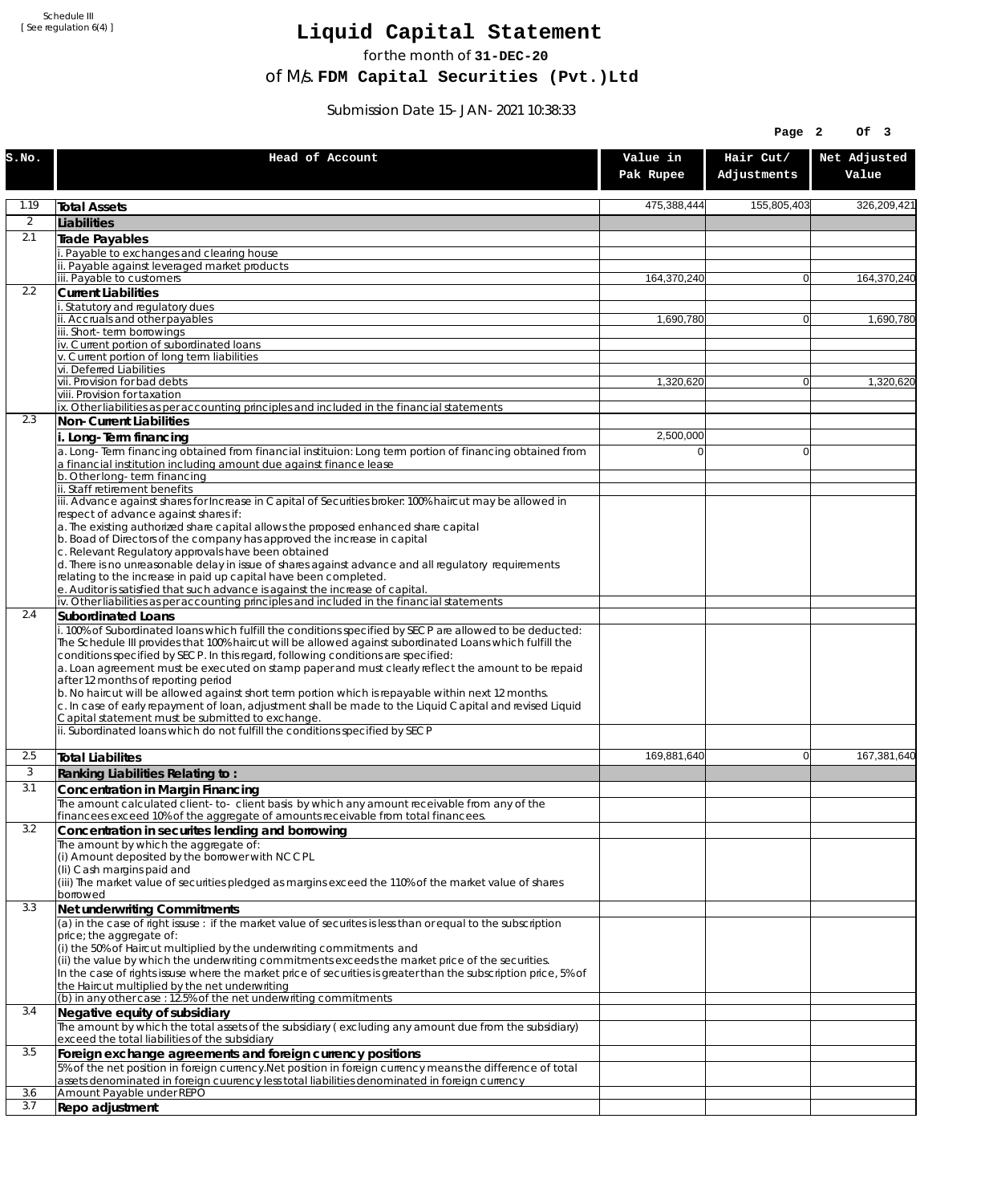Schedule III
[ See regulation 6(4) ]

# Liquid Capital Statement

for the month of **31-DEC-20**

of M/s. **FDM Capital Securities (Pvt.)Ltd**

Submission Date 15-JAN-2021 10:38:33

| S.No. | Head of Account | Value in Pak Rupee | Hair Cut/ Adjustments | Net Adjusted Value |
|---|---|---|---|---|
| 1.19 | **Total Assets** | 475,388,444 | 155,805,403 | 326,209,421 |
| 2 | **Liabilities** | | | |
| 2.1 | **Trade Payables** | | | |
| | i. Payable to exchanges and clearing house | | | |
| | ii. Payable against leveraged market products | | | |
| | iii. Payable to customers | 164,370,240 | 0 | 164,370,240 |
| 2.2 | **Current Liabilities** | | | |
| | i. Statutory and regulatory dues | | | |
| | ii. Accruals and other payables | 1,690,780 | 0 | 1,690,780 |
| | iii. Short-term borrowings | | | |
| | iv. Current portion of subordinated loans | | | |
| | v. Current portion of long term liabilities | | | |
| | vi. Deferred Liabilities | | | |
| | vii. Provision for bad debts | 1,320,620 | 0 | 1,320,620 |
| | viii. Provision for taxation | | | |
| | ix. Other liabilities as per accounting principles and included in the financial statements | | | |
| 2.3 | **Non-Current Liabilities** | | | |
| | i. Long-Term financing | 2,500,000 | | |
| | a. Long-Term financing obtained from financial instituion: Long term portion of financing obtained from a financial institution including amount due against finance lease | 0 | 0 | |
| | b. Other long-term financing | | | |
| | ii. Staff retirement benefits | | | |
| | iii. Advance against shares for Increase in Capital of Securities broker: 100% haircut may be allowed in respect of advance against shares if:<br>a. The existing authorized share capital allows the proposed enhanced share capital<br>b. Boad of Directors of the company has approved the increase in capital<br>c. Relevant Regulatory approvals have been obtained<br>d. There is no unreasonable delay in issue of shares against advance and all regulatory requirements relating to the increase in paid up capital have been completed.<br>e. Auditor is satisfied that such advance is against the increase of capital. | | | |
| | iv. Other liabilities as per accounting principles and included in the financial statements | | | |
| 2.4 | **Subordinated Loans** | | | |
| | i. 100% of Subordinated loans which fulfill the conditions specified by SECP are allowed to be deducted:<br>The Schedule III provides that 100% haircut will be allowed against subordinated Loans which fulfill the conditions specified by SECP. In this regard, following conditions are specified:<br>a. Loan agreement must be executed on stamp paper and must clearly reflect the amount to be repaid after 12 months of reporting period<br>b. No haircut will be allowed against short term portion which is repayable within next 12 months.<br>c. In case of early repayment of loan, adjustment shall be made to the Liquid Capital and revised Liquid Capital statement must be submitted to exchange. | | | |
| | ii. Subordinated loans which do not fulfill the conditions specified by SECP | | | |
| 2.5 | **Total Liabilites** | 169,881,640 | 0 | 167,381,640 |
| 3 | **Ranking Liabilities Relating to :** | | | |
| 3.1 | **Concentration in Margin Financing** | | | |
| | The amount calculated client-to- client basis by which any amount receivable from any of the financees exceed 10% of the aggregate of amounts receivable from total financees. | | | |
| 3.2 | **Concentration in securites lending and borrowing** | | | |
| | The amount by which the aggregate of:<br>(i) Amount deposited by the borrower with NCCPL<br>(Ii) Cash margins paid and<br>(iii) The market value of securities pledged as margins exceed the 110% of the market value of shares borrowed | | | |
| 3.3 | **Net underwriting Commitments** | | | |
| | (a) in the case of right issuse : if the market value of securites is less than or equal to the subscription price; the aggregate of:<br>(i) the 50% of Haircut multiplied by the underwriting commitments and<br>(ii) the value by which the underwriting commitments exceeds the market price of the securities.<br>In the case of rights issuse where the market price of securities is greater than the subscription price, 5% of the Haircut multiplied by the net underwriting | | | |
| | (b) in any other case : 12.5% of the net underwriting commitments | | | |
| 3.4 | **Negative equity of subsidiary** | | | |
| | The amount by which the total assets of the subsidiary ( excluding any amount due from the subsidiary) exceed the total liabilities of the subsidiary | | | |
| 3.5 | **Foreign exchange agreements and foreign currency positions** | | | |
| | 5% of the net position in foreign currency.Net position in foreign currency means the difference of total assets denominated in foreign cuurency less total liabilities denominated in foreign currency | | | |
| 3.6 | Amount Payable under REPO | | | |
| 3.7 | **Repo adjustment** | | | |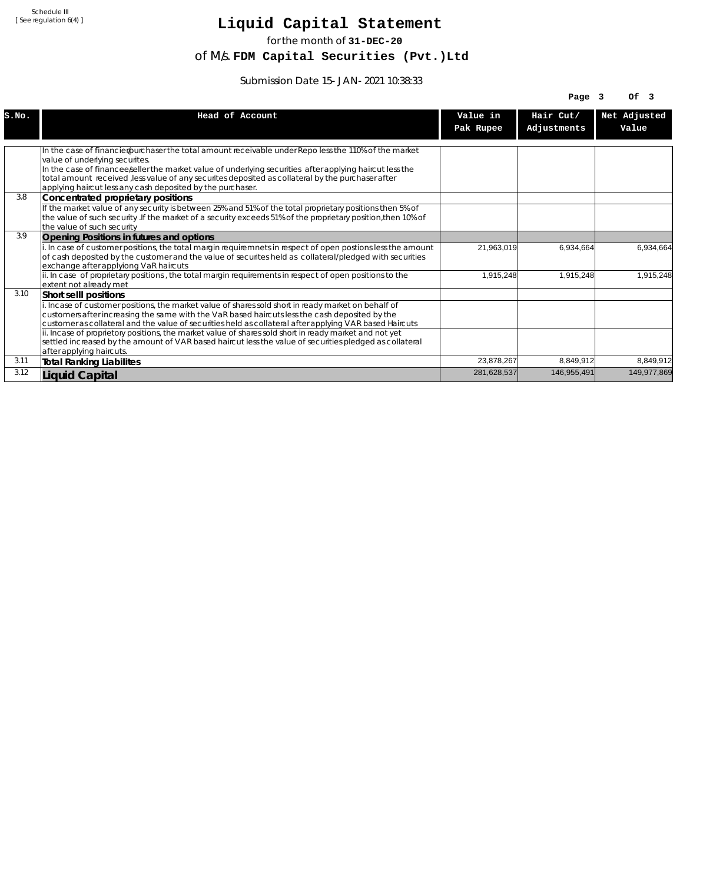Schedule III
[ See regulation 6(4) ]

# Liquid Capital Statement

for the month of **31-DEC-20**

of M/s. **FDM Capital Securities (Pvt.)Ltd**

Submission Date 15-JAN-2021 10:38:33

| S.No. | Head of Account | Value in Pak Rupee | Hair Cut/ Adjustments | Net Adjusted Value |
|---|---|---|---|---|
| | In the case of financier/purchaser the total amount receivable under Repo less the 110% of the market value of underlying securites. In the case of financee/seller the market value of underlying securities after applying haircut less the total amount received ,less value of any securites deposited as collateral by the purchaser after applying haircut less any cash deposited by the purchaser. | | | |
| 3.8 | **Concentrated proprietary positions** | | | |
| | If the market value of any security is between 25% and 51% of the total proprietary positions then 5% of the value of such security .If the market of a security exceeds 51% of the proprietary position,then 10% of the value of such security | | | |
| 3.9 | **Opening Positions in futures and options** | | | |
| | i. In case of customer positions, the total margin requiremnets in respect of open postions less the amount of cash deposited by the customer and the value of securites held as collateral/ pledged with securities exchange after applyiong VaR haircuts | 21,963,019 | 6,934,664 | 6,934,664 |
| | ii. In case of proprietary positions , the total margin requirements in respect of open positions to the extent not already met | 1,915,248 | 1,915,248 | 1,915,248 |
| 3.10 | **Short selll positions** | | | |
| | i. Incase of customer positions, the market value of shares sold short in ready market on behalf of customers after increasing the same with the VaR based haircuts less the cash deposited by the customer as collateral and the value of securities held as collateral after applying VAR based Haircuts | | | |
| | ii. Incase of proprietory positions, the market value of shares sold short in ready market and not yet settled increased by the amount of VAR based haircut less the value of securities pledged as collateral after applying haircuts. | | | |
| 3.11 | **Total Ranking Liabilites** | 23,878,267 | 8,849,912 | 8,849,912 |
| 3.12 | **Liquid Capital** | 281,628,537 | 146,955,491 | 149,977,869 |